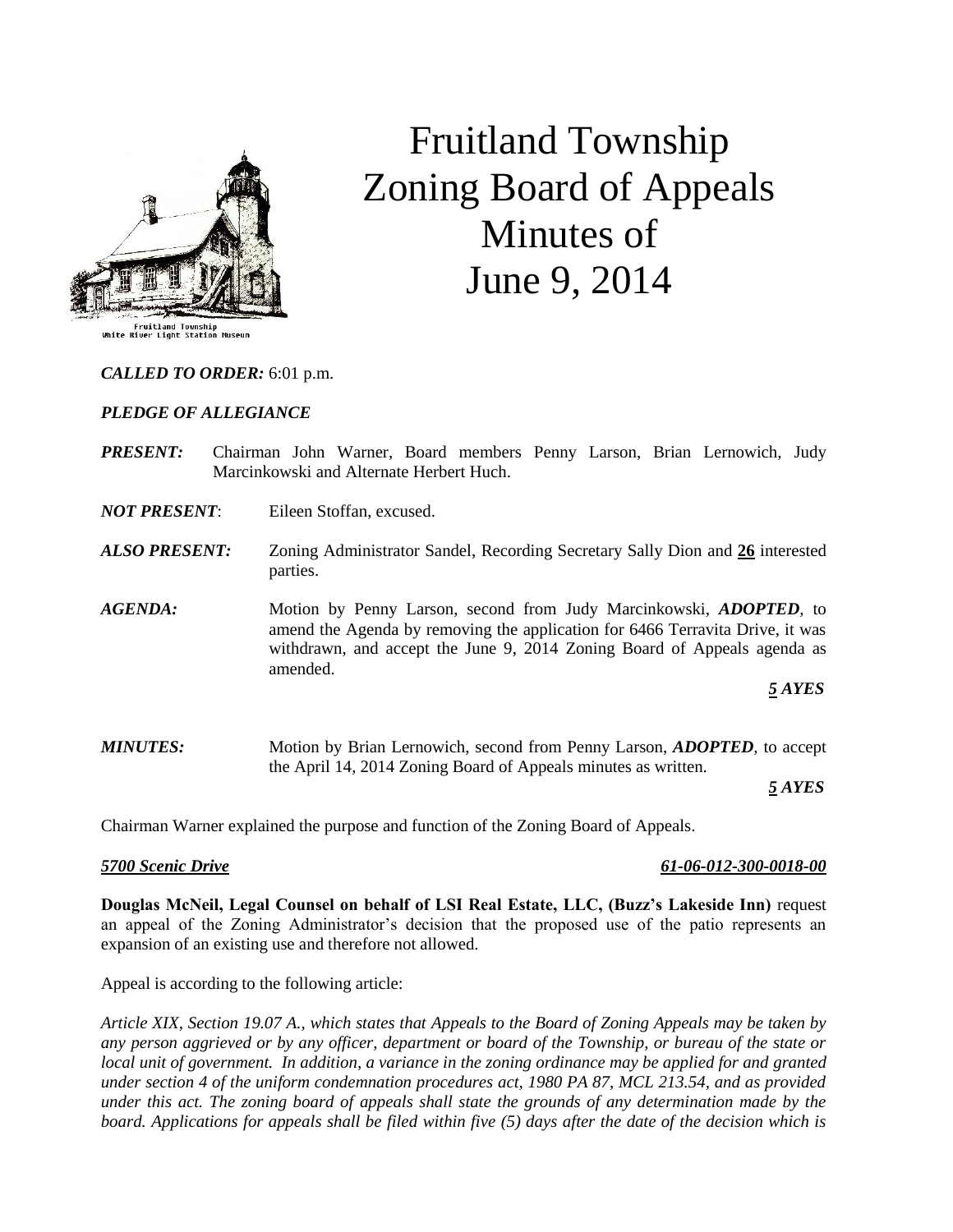# Fruitland Township Zoning Board of Appeals Minutes of June 9, 2014

Fruitland Township
White River Light Station Museum

***CALLED TO ORDER:*** 6:01 p.m.

***PLEDGE OF ALLEGIANCE***

***PRESENT:*** Chairman John Warner, Board members Penny Larson, Brian Lernowich, Judy Marcinkowski and Alternate Herbert Huch.

***NOT PRESENT***: Eileen Stoffan, excused.

***ALSO PRESENT:*** Zoning Administrator Sandel, Recording Secretary Sally Dion and **26** interested parties.

***AGENDA:*** Motion by Penny Larson, second from Judy Marcinkowski, ***ADOPTED,*** to amend the Agenda by removing the application for 6466 Terravita Drive, it was withdrawn, and accept the June 9, 2014 Zoning Board of Appeals agenda as amended.

***5 AYES***

***MINUTES:*** Motion by Brian Lernowich, second from Penny Larson, ***ADOPTED,*** to accept the April 14, 2014 Zoning Board of Appeals minutes as written.

***5 AYES***

Chairman Warner explained the purpose and function of the Zoning Board of Appeals.

***5700 Scenic Drive*** ***61-06-012-300-0018-00***

**Douglas McNeil, Legal Counsel on behalf of LSI Real Estate, LLC, (Buzz's Lakeside Inn)** request an appeal of the Zoning Administrator's decision that the proposed use of the patio represents an expansion of an existing use and therefore not allowed.

Appeal is according to the following article:

*Article XIX, Section 19.07 A., which states that Appeals to the Board of Zoning Appeals may be taken by any person aggrieved or by any officer, department or board of the Township, or bureau of the state or local unit of government. In addition, a variance in the zoning ordinance may be applied for and granted under section 4 of the uniform condemnation procedures act, 1980 PA 87, MCL 213.54, and as provided under this act. The zoning board of appeals shall state the grounds of any determination made by the board. Applications for appeals shall be filed within five (5) days after the date of the decision which is*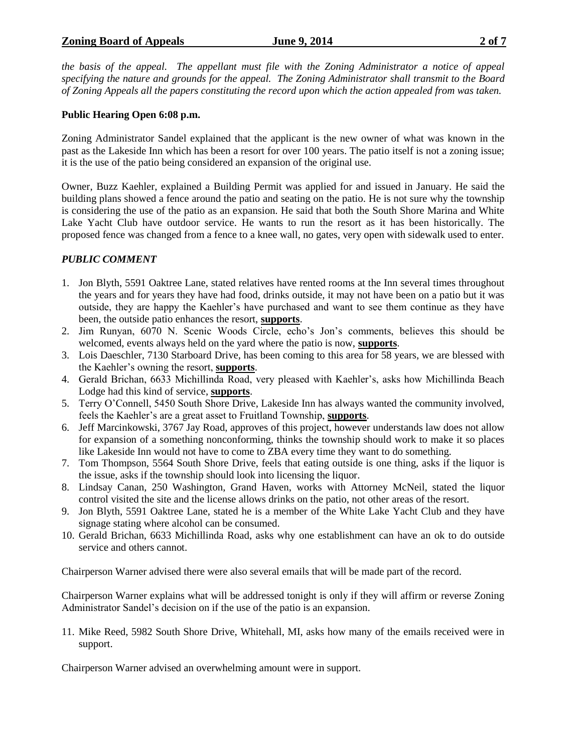*the basis of the appeal. The appellant must file with the Zoning Administrator a notice of appeal specifying the nature and grounds for the appeal. The Zoning Administrator shall transmit to the Board of Zoning Appeals all the papers constituting the record upon which the action appealed from was taken.*

**Public Hearing Open 6:08 p.m.**

Zoning Administrator Sandel explained that the applicant is the new owner of what was known in the past as the Lakeside Inn which has been a resort for over 100 years. The patio itself is not a zoning issue; it is the use of the patio being considered an expansion of the original use.

Owner, Buzz Kaehler, explained a Building Permit was applied for and issued in January. He said the building plans showed a fence around the patio and seating on the patio. He is not sure why the township is considering the use of the patio as an expansion. He said that both the South Shore Marina and White Lake Yacht Club have outdoor service. He wants to run the resort as it has been historically. The proposed fence was changed from a fence to a knee wall, no gates, very open with sidewalk used to enter.

***PUBLIC COMMENT***

1. Jon Blyth, 5591 Oaktree Lane, stated relatives have rented rooms at the Inn several times throughout the years and for years they have had food, drinks outside, it may not have been on a patio but it was outside, they are happy the Kaehler's have purchased and want to see them continue as they have been, the outside patio enhances the resort, **supports**.
2. Jim Runyan, 6070 N. Scenic Woods Circle, echo's Jon's comments, believes this should be welcomed, events always held on the yard where the patio is now, **supports**.
3. Lois Daeschler, 7130 Starboard Drive, has been coming to this area for 58 years, we are blessed with the Kaehler's owning the resort, **supports**.
4. Gerald Brichan, 6633 Michillinda Road, very pleased with Kaehler's, asks how Michillinda Beach Lodge had this kind of service, **supports**.
5. Terry O'Connell, 5450 South Shore Drive, Lakeside Inn has always wanted the community involved, feels the Kaehler's are a great asset to Fruitland Township, **supports**.
6. Jeff Marcinkowski, 3767 Jay Road, approves of this project, however understands law does not allow for expansion of a something nonconforming, thinks the township should work to make it so places like Lakeside Inn would not have to come to ZBA every time they want to do something.
7. Tom Thompson, 5564 South Shore Drive, feels that eating outside is one thing, asks if the liquor is the issue, asks if the township should look into licensing the liquor.
8. Lindsay Canan, 250 Washington, Grand Haven, works with Attorney McNeil, stated the liquor control visited the site and the license allows drinks on the patio, not other areas of the resort.
9. Jon Blyth, 5591 Oaktree Lane, stated he is a member of the White Lake Yacht Club and they have signage stating where alcohol can be consumed.
10. Gerald Brichan, 6633 Michillinda Road, asks why one establishment can have an ok to do outside service and others cannot.

Chairperson Warner advised there were also several emails that will be made part of the record.

Chairperson Warner explains what will be addressed tonight is only if they will affirm or reverse Zoning Administrator Sandel's decision on if the use of the patio is an expansion.

11. Mike Reed, 5982 South Shore Drive, Whitehall, MI, asks how many of the emails received were in support.

Chairperson Warner advised an overwhelming amount were in support.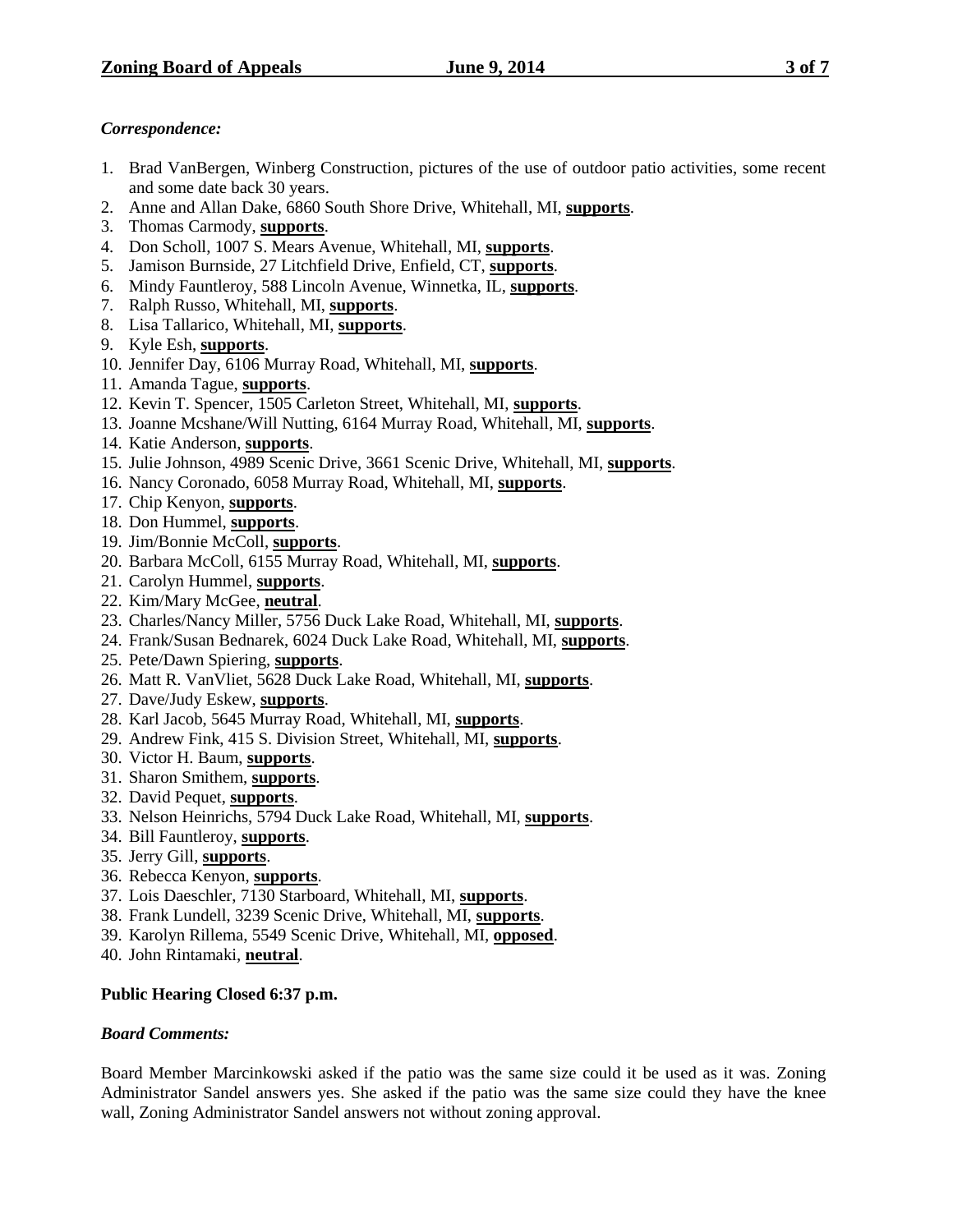*Correspondence:*

1. Brad VanBergen, Winberg Construction, pictures of the use of outdoor patio activities, some recent and some date back 30 years.
2. Anne and Allan Dake, 6860 South Shore Drive, Whitehall, MI, **supports**.
3. Thomas Carmody, **supports**.
4. Don Scholl, 1007 S. Mears Avenue, Whitehall, MI, **supports**.
5. Jamison Burnside, 27 Litchfield Drive, Enfield, CT, **supports**.
6. Mindy Fauntleroy, 588 Lincoln Avenue, Winnetka, IL, **supports**.
7. Ralph Russo, Whitehall, MI, **supports**.
8. Lisa Tallarico, Whitehall, MI, **supports**.
9. Kyle Esh, **supports**.
10. Jennifer Day, 6106 Murray Road, Whitehall, MI, **supports**.
11. Amanda Tague, **supports**.
12. Kevin T. Spencer, 1505 Carleton Street, Whitehall, MI, **supports**.
13. Joanne Mcshane/Will Nutting, 6164 Murray Road, Whitehall, MI, **supports**.
14. Katie Anderson, **supports**.
15. Julie Johnson, 4989 Scenic Drive, 3661 Scenic Drive, Whitehall, MI, **supports**.
16. Nancy Coronado, 6058 Murray Road, Whitehall, MI, **supports**.
17. Chip Kenyon, **supports**.
18. Don Hummel, **supports**.
19. Jim/Bonnie McColl, **supports**.
20. Barbara McColl, 6155 Murray Road, Whitehall, MI, **supports**.
21. Carolyn Hummel, **supports**.
22. Kim/Mary McGee, **neutral**.
23. Charles/Nancy Miller, 5756 Duck Lake Road, Whitehall, MI, **supports**.
24. Frank/Susan Bednarek, 6024 Duck Lake Road, Whitehall, MI, **supports**.
25. Pete/Dawn Spiering, **supports**.
26. Matt R. VanVliet, 5628 Duck Lake Road, Whitehall, MI, **supports**.
27. Dave/Judy Eskew, **supports**.
28. Karl Jacob, 5645 Murray Road, Whitehall, MI, **supports**.
29. Andrew Fink, 415 S. Division Street, Whitehall, MI, **supports**.
30. Victor H. Baum, **supports**.
31. Sharon Smithem, **supports**.
32. David Pequet, **supports**.
33. Nelson Heinrichs, 5794 Duck Lake Road, Whitehall, MI, **supports**.
34. Bill Fauntleroy, **supports**.
35. Jerry Gill, **supports**.
36. Rebecca Kenyon, **supports**.
37. Lois Daeschler, 7130 Starboard, Whitehall, MI, **supports**.
38. Frank Lundell, 3239 Scenic Drive, Whitehall, MI, **supports**.
39. Karolyn Rillema, 5549 Scenic Drive, Whitehall, MI, **opposed**.
40. John Rintamaki, **neutral**.

**Public Hearing Closed 6:37 p.m.**

***Board Comments:***

Board Member Marcinkowski asked if the patio was the same size could it be used as it was. Zoning Administrator Sandel answers yes. She asked if the patio was the same size could they have the knee wall, Zoning Administrator Sandel answers not without zoning approval.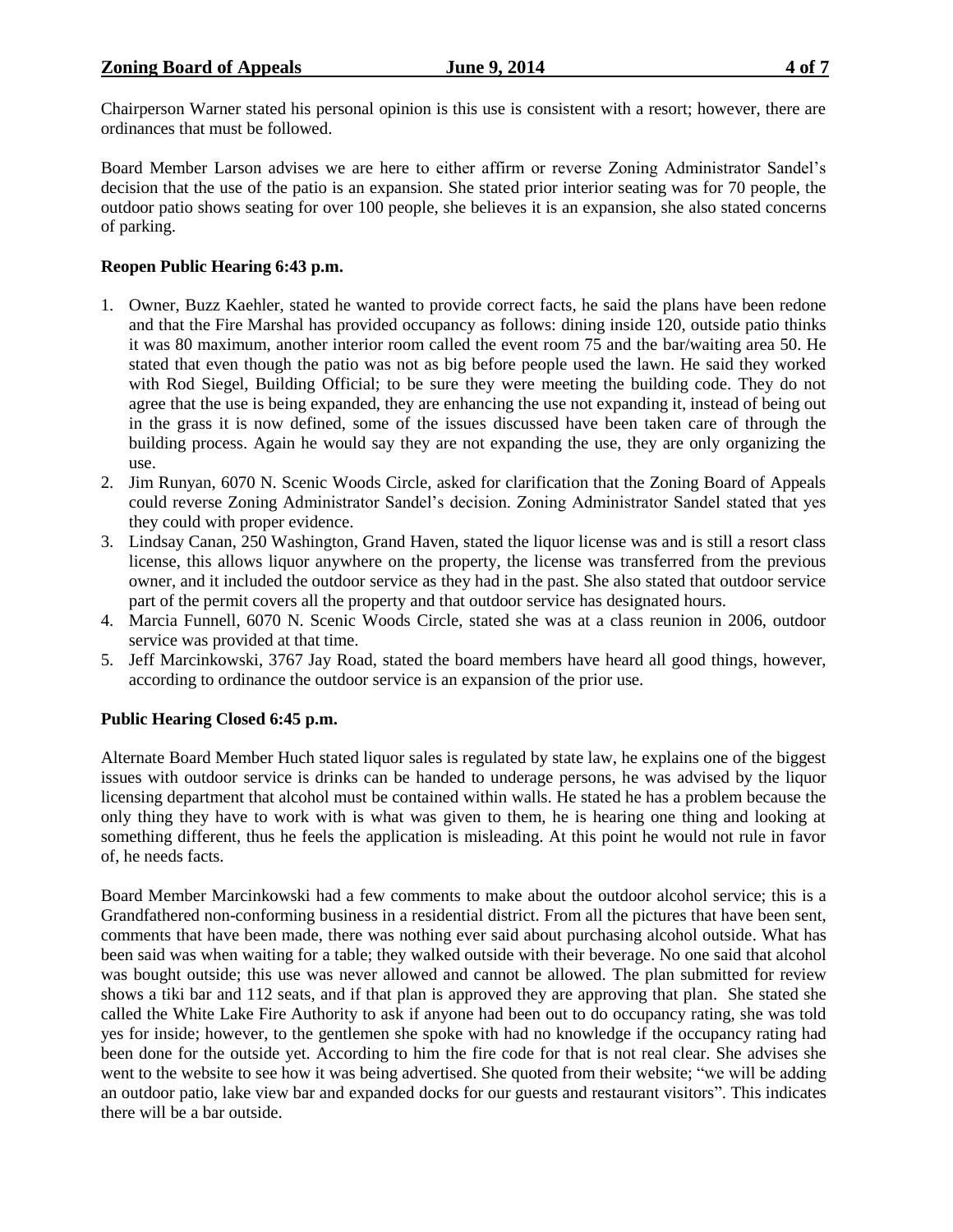Chairperson Warner stated his personal opinion is this use is consistent with a resort; however, there are ordinances that must be followed.

Board Member Larson advises we are here to either affirm or reverse Zoning Administrator Sandel's decision that the use of the patio is an expansion. She stated prior interior seating was for 70 people, the outdoor patio shows seating for over 100 people, she believes it is an expansion, she also stated concerns of parking.

**Reopen Public Hearing 6:43 p.m.**

1. Owner, Buzz Kaehler, stated he wanted to provide correct facts, he said the plans have been redone and that the Fire Marshal has provided occupancy as follows: dining inside 120, outside patio thinks it was 80 maximum, another interior room called the event room 75 and the bar/waiting area 50. He stated that even though the patio was not as big before people used the lawn. He said they worked with Rod Siegel, Building Official; to be sure they were meeting the building code. They do not agree that the use is being expanded, they are enhancing the use not expanding it, instead of being out in the grass it is now defined, some of the issues discussed have been taken care of through the building process. Again he would say they are not expanding the use, they are only organizing the use.
2. Jim Runyan, 6070 N. Scenic Woods Circle, asked for clarification that the Zoning Board of Appeals could reverse Zoning Administrator Sandel's decision. Zoning Administrator Sandel stated that yes they could with proper evidence.
3. Lindsay Canan, 250 Washington, Grand Haven, stated the liquor license was and is still a resort class license, this allows liquor anywhere on the property, the license was transferred from the previous owner, and it included the outdoor service as they had in the past. She also stated that outdoor service part of the permit covers all the property and that outdoor service has designated hours.
4. Marcia Funnell, 6070 N. Scenic Woods Circle, stated she was at a class reunion in 2006, outdoor service was provided at that time.
5. Jeff Marcinkowski, 3767 Jay Road, stated the board members have heard all good things, however, according to ordinance the outdoor service is an expansion of the prior use.

**Public Hearing Closed 6:45 p.m.**

Alternate Board Member Huch stated liquor sales is regulated by state law, he explains one of the biggest issues with outdoor service is drinks can be handed to underage persons, he was advised by the liquor licensing department that alcohol must be contained within walls. He stated he has a problem because the only thing they have to work with is what was given to them, he is hearing one thing and looking at something different, thus he feels the application is misleading. At this point he would not rule in favor of, he needs facts.

Board Member Marcinkowski had a few comments to make about the outdoor alcohol service; this is a Grandfathered non-conforming business in a residential district. From all the pictures that have been sent, comments that have been made, there was nothing ever said about purchasing alcohol outside. What has been said was when waiting for a table; they walked outside with their beverage. No one said that alcohol was bought outside; this use was never allowed and cannot be allowed. The plan submitted for review shows a tiki bar and 112 seats, and if that plan is approved they are approving that plan. She stated she called the White Lake Fire Authority to ask if anyone had been out to do occupancy rating, she was told yes for inside; however, to the gentlemen she spoke with had no knowledge if the occupancy rating had been done for the outside yet. According to him the fire code for that is not real clear. She advises she went to the website to see how it was being advertised. She quoted from their website; "we will be adding an outdoor patio, lake view bar and expanded docks for our guests and restaurant visitors". This indicates there will be a bar outside.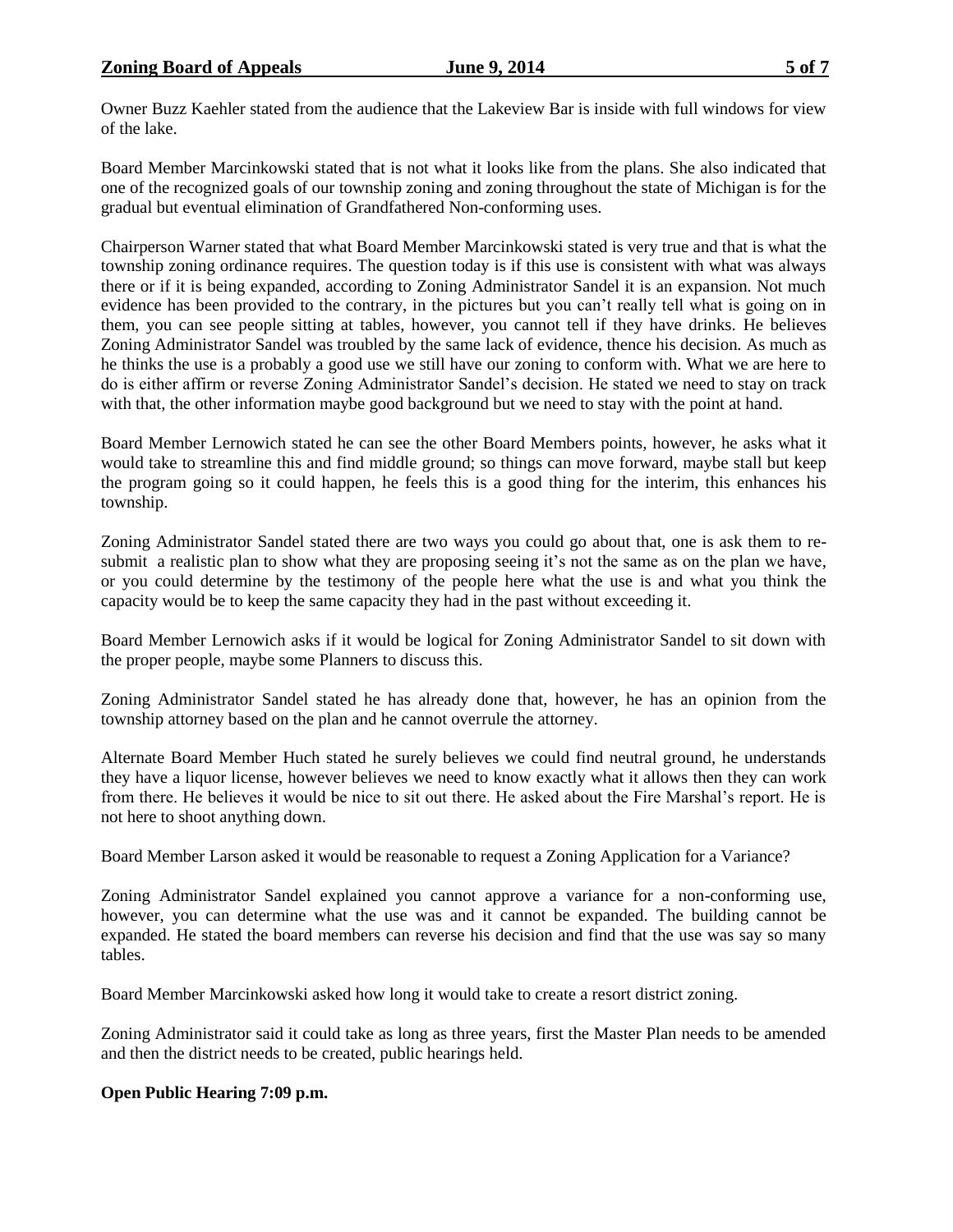Owner Buzz Kaehler stated from the audience that the Lakeview Bar is inside with full windows for view of the lake.

Board Member Marcinkowski stated that is not what it looks like from the plans. She also indicated that one of the recognized goals of our township zoning and zoning throughout the state of Michigan is for the gradual but eventual elimination of Grandfathered Non-conforming uses.

Chairperson Warner stated that what Board Member Marcinkowski stated is very true and that is what the township zoning ordinance requires. The question today is if this use is consistent with what was always there or if it is being expanded, according to Zoning Administrator Sandel it is an expansion. Not much evidence has been provided to the contrary, in the pictures but you can't really tell what is going on in them, you can see people sitting at tables, however, you cannot tell if they have drinks. He believes Zoning Administrator Sandel was troubled by the same lack of evidence, thence his decision. As much as he thinks the use is a probably a good use we still have our zoning to conform with. What we are here to do is either affirm or reverse Zoning Administrator Sandel's decision. He stated we need to stay on track with that, the other information maybe good background but we need to stay with the point at hand.

Board Member Lernowich stated he can see the other Board Members points, however, he asks what it would take to streamline this and find middle ground; so things can move forward, maybe stall but keep the program going so it could happen, he feels this is a good thing for the interim, this enhances his township.

Zoning Administrator Sandel stated there are two ways you could go about that, one is ask them to re-submit a realistic plan to show what they are proposing seeing it's not the same as on the plan we have, or you could determine by the testimony of the people here what the use is and what you think the capacity would be to keep the same capacity they had in the past without exceeding it.

Board Member Lernowich asks if it would be logical for Zoning Administrator Sandel to sit down with the proper people, maybe some Planners to discuss this.

Zoning Administrator Sandel stated he has already done that, however, he has an opinion from the township attorney based on the plan and he cannot overrule the attorney.

Alternate Board Member Huch stated he surely believes we could find neutral ground, he understands they have a liquor license, however believes we need to know exactly what it allows then they can work from there. He believes it would be nice to sit out there. He asked about the Fire Marshal's report. He is not here to shoot anything down.

Board Member Larson asked it would be reasonable to request a Zoning Application for a Variance?

Zoning Administrator Sandel explained you cannot approve a variance for a non-conforming use, however, you can determine what the use was and it cannot be expanded. The building cannot be expanded. He stated the board members can reverse his decision and find that the use was say so many tables.

Board Member Marcinkowski asked how long it would take to create a resort district zoning.

Zoning Administrator said it could take as long as three years, first the Master Plan needs to be amended and then the district needs to be created, public hearings held.

**Open Public Hearing 7:09 p.m.**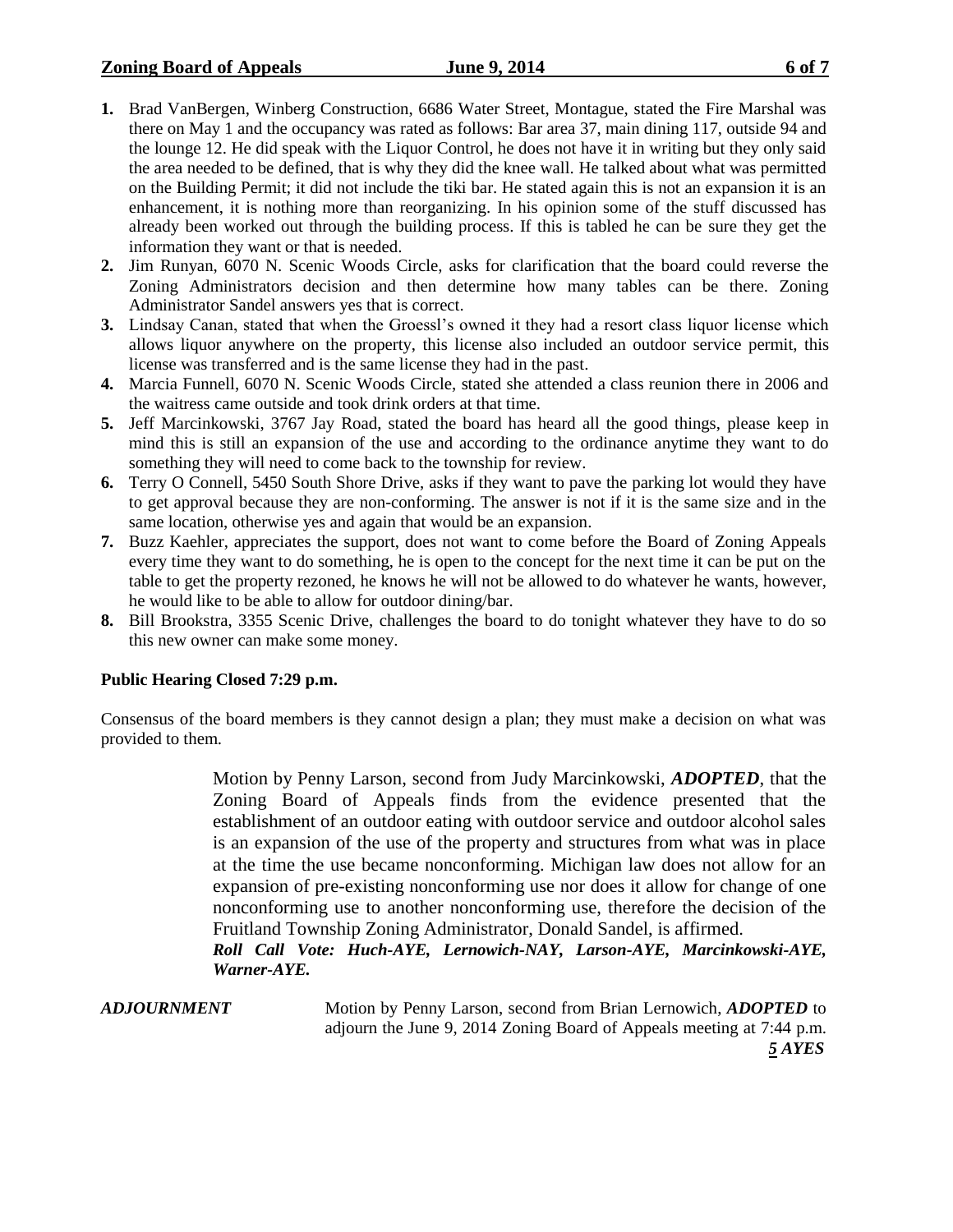1. Brad VanBergen, Winberg Construction, 6686 Water Street, Montague, stated the Fire Marshal was there on May 1 and the occupancy was rated as follows: Bar area 37, main dining 117, outside 94 and the lounge 12. He did speak with the Liquor Control, he does not have it in writing but they only said the area needed to be defined, that is why they did the knee wall. He talked about what was permitted on the Building Permit; it did not include the tiki bar. He stated again this is not an expansion it is an enhancement, it is nothing more than reorganizing. In his opinion some of the stuff discussed has already been worked out through the building process. If this is tabled he can be sure they get the information they want or that is needed.
2. Jim Runyan, 6070 N. Scenic Woods Circle, asks for clarification that the board could reverse the Zoning Administrators decision and then determine how many tables can be there. Zoning Administrator Sandel answers yes that is correct.
3. Lindsay Canan, stated that when the Groessl's owned it they had a resort class liquor license which allows liquor anywhere on the property, this license also included an outdoor service permit, this license was transferred and is the same license they had in the past.
4. Marcia Funnell, 6070 N. Scenic Woods Circle, stated she attended a class reunion there in 2006 and the waitress came outside and took drink orders at that time.
5. Jeff Marcinkowski, 3767 Jay Road, stated the board has heard all the good things, please keep in mind this is still an expansion of the use and according to the ordinance anytime they want to do something they will need to come back to the township for review.
6. Terry O Connell, 5450 South Shore Drive, asks if they want to pave the parking lot would they have to get approval because they are non-conforming. The answer is not if it is the same size and in the same location, otherwise yes and again that would be an expansion.
7. Buzz Kaehler, appreciates the support, does not want to come before the Board of Zoning Appeals every time they want to do something, he is open to the concept for the next time it can be put on the table to get the property rezoned, he knows he will not be allowed to do whatever he wants, however, he would like to be able to allow for outdoor dining/bar.
8. Bill Brookstra, 3355 Scenic Drive, challenges the board to do tonight whatever they have to do so this new owner can make some money.

**Public Hearing Closed 7:29 p.m.**

Consensus of the board members is they cannot design a plan; they must make a decision on what was provided to them.

> Motion by Penny Larson, second from Judy Marcinkowski, ***ADOPTED***, that the Zoning Board of Appeals finds from the evidence presented that the establishment of an outdoor eating with outdoor service and outdoor alcohol sales is an expansion of the use of the property and structures from what was in place at the time the use became nonconforming. Michigan law does not allow for an expansion of pre-existing nonconforming use nor does it allow for change of one nonconforming use to another nonconforming use, therefore the decision of the Fruitland Township Zoning Administrator, Donald Sandel, is affirmed.
> ***Roll Call Vote: Huch-AYE, Lernowich-NAY, Larson-AYE, Marcinkowski-AYE, Warner-AYE.***

***ADJOURNMENT*** Motion by Penny Larson, second from Brian Lernowich, ***ADOPTED*** to adjourn the June 9, 2014 Zoning Board of Appeals meeting at 7:44 p.m.

***5 AYES***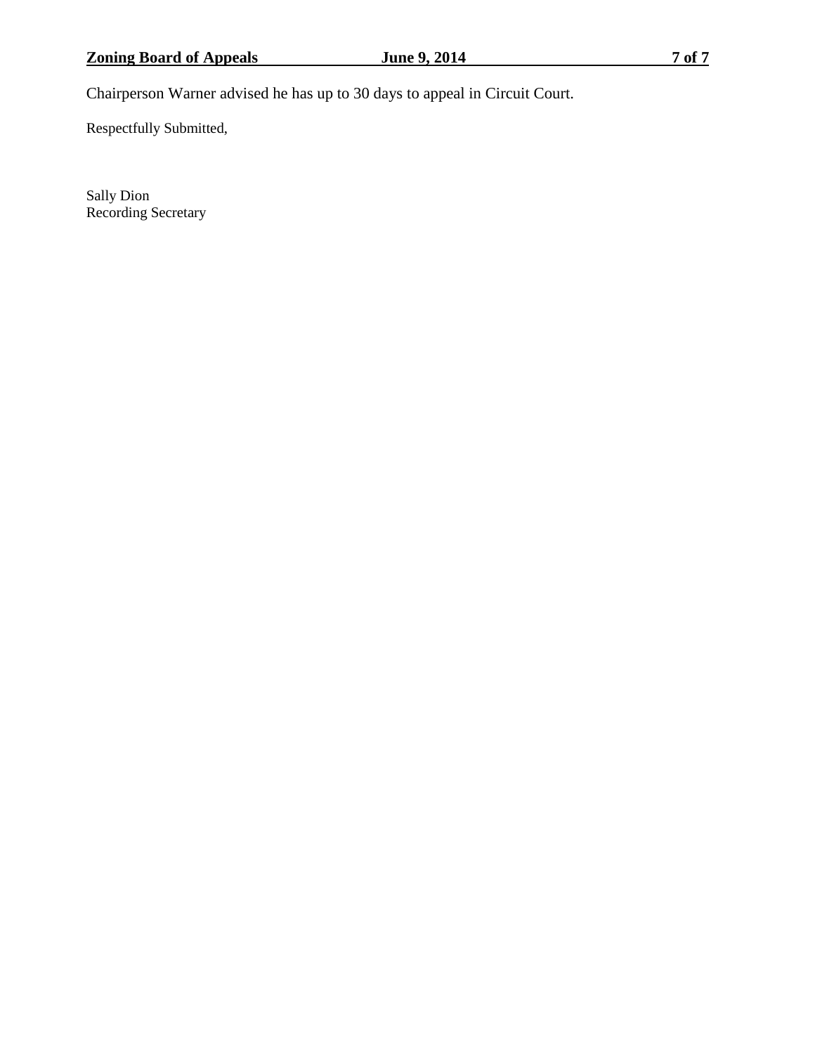Chairperson Warner advised he has up to 30 days to appeal in Circuit Court.

Respectfully Submitted,

Sally Dion
Recording Secretary